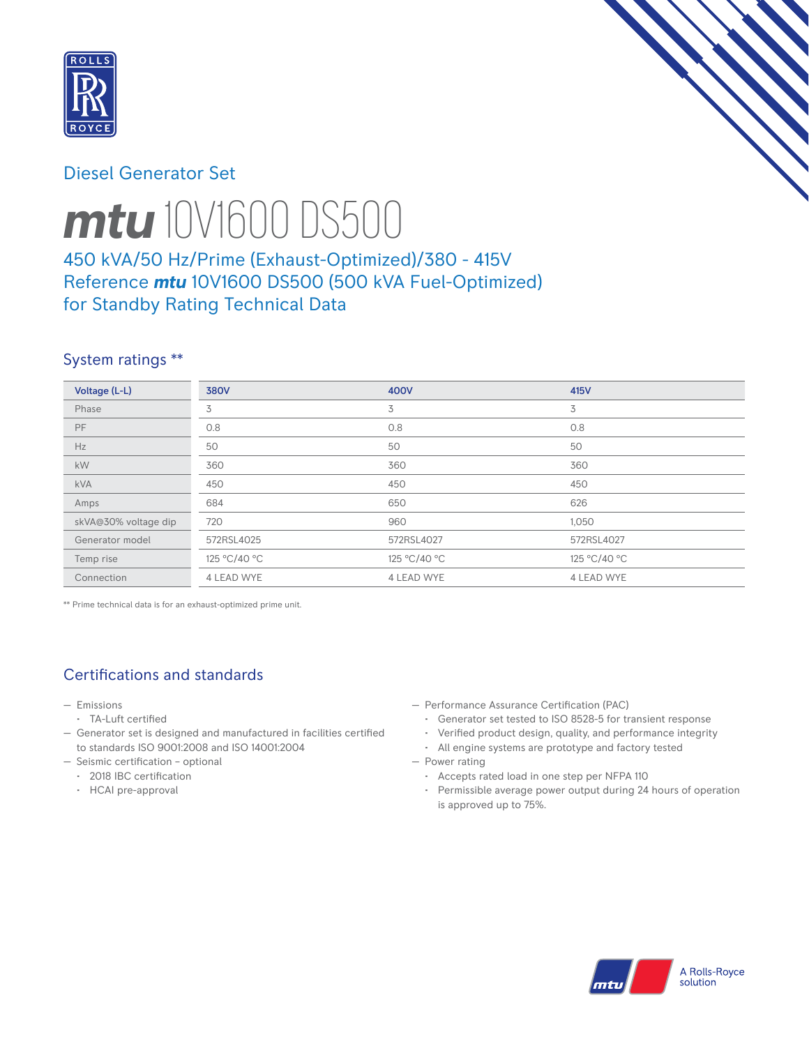Diesel Generator Set

# ***mtu*** 10V1600 DS500

## 450 kVA/50 Hz/Prime (Exhaust-Optimized)/380 - 415V
## Reference ***mtu*** 10V1600 DS500 (500 kVA Fuel-Optimized) for Standby Rating Technical Data

### System ratings **

| Voltage (L-L) | 380V | 400V | 415V |
| --- | --- | --- | --- |
| Phase | 3 | 3 | 3 |
| PF | 0.8 | 0.8 | 0.8 |
| Hz | 50 | 50 | 50 |
| kW | 360 | 360 | 360 |
| kVA | 450 | 450 | 450 |
| Amps | 684 | 650 | 626 |
| skVA@30% voltage dip | 720 | 960 | 1,050 |
| Generator model | 572RSL4025 | 572RSL4027 | 572RSL4027 |
| Temp rise | 125 °C/40 °C | 125 °C/40 °C | 125 °C/40 °C |
| Connection | 4 LEAD WYE | 4 LEAD WYE | 4 LEAD WYE |

** Prime technical data is for an exhaust-optimized prime unit.

### Certifications and standards

- Emissions
  - TA-Luft certified
- Generator set is designed and manufactured in facilities certified to standards ISO 9001:2008 and ISO 14001:2004
- Seismic certification – optional
  - 2018 IBC certification
  - HCAI pre-approval
- Performance Assurance Certification (PAC)
  - Generator set tested to ISO 8528-5 for transient response
  - Verified product design, quality, and performance integrity
  - All engine systems are prototype and factory tested
- Power rating
  - Accepts rated load in one step per NFPA 110
  - Permissible average power output during 24 hours of operation is approved up to 75%.

A Rolls-Royce solution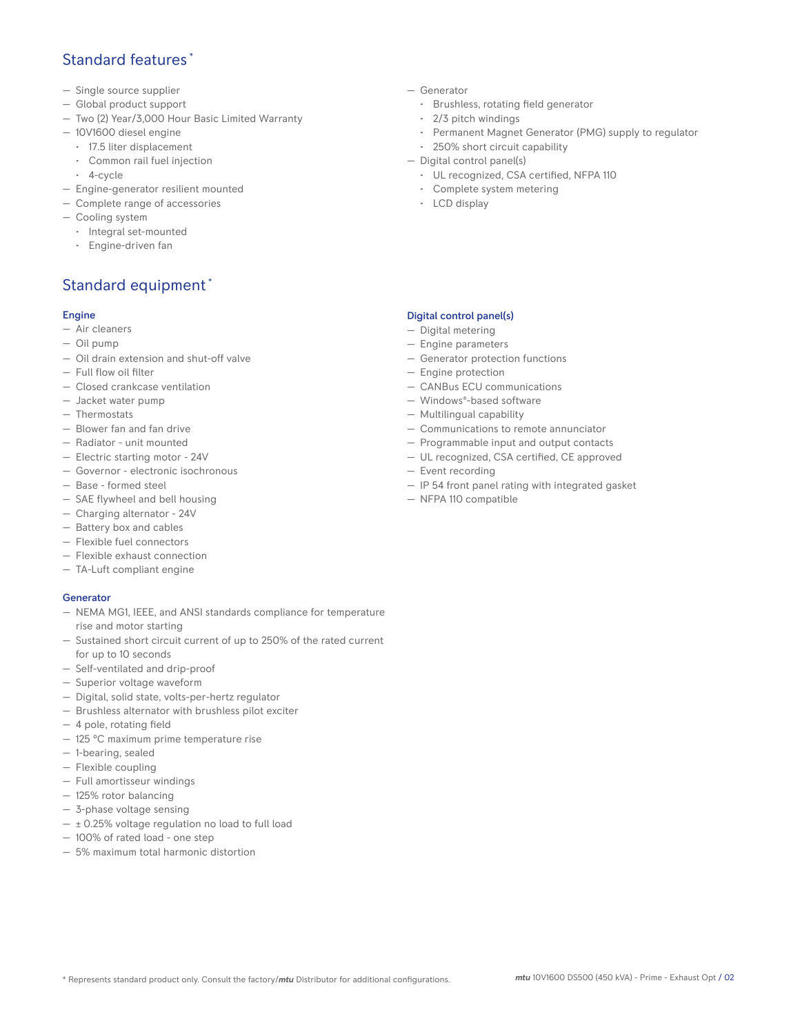## Standard features*

- Single source supplier
- Global product support
- Two (2) Year/3,000 Hour Basic Limited Warranty
- 10V1600 diesel engine
  - 17.5 liter displacement
  - Common rail fuel injection
  - 4-cycle
- Engine-generator resilient mounted
- Complete range of accessories
- Cooling system
  - Integral set-mounted
  - Engine-driven fan
- Generator
  - Brushless, rotating field generator
  - 2/3 pitch windings
  - Permanent Magnet Generator (PMG) supply to regulator
  - 250% short circuit capability
- Digital control panel(s)
  - UL recognized, CSA certified, NFPA 110
  - Complete system metering
  - LCD display

## Standard equipment*

### Engine

- Air cleaners
- Oil pump
- Oil drain extension and shut-off valve
- Full flow oil filter
- Closed crankcase ventilation
- Jacket water pump
- Thermostats
- Blower fan and fan drive
- Radiator - unit mounted
- Electric starting motor - 24V
- Governor - electronic isochronous
- Base - formed steel
- SAE flywheel and bell housing
- Charging alternator - 24V
- Battery box and cables
- Flexible fuel connectors
- Flexible exhaust connection
- TA-Luft compliant engine

### Generator

- NEMA MG1, IEEE, and ANSI standards compliance for temperature rise and motor starting
- Sustained short circuit current of up to 250% of the rated current for up to 10 seconds
- Self-ventilated and drip-proof
- Superior voltage waveform
- Digital, solid state, volts-per-hertz regulator
- Brushless alternator with brushless pilot exciter
- 4 pole, rotating field
- 125 °C maximum prime temperature rise
- 1-bearing, sealed
- Flexible coupling
- Full amortisseur windings
- 125% rotor balancing
- 3-phase voltage sensing
- ± 0.25% voltage regulation no load to full load
- 100% of rated load - one step
- 5% maximum total harmonic distortion

### Digital control panel(s)

- Digital metering
- Engine parameters
- Generator protection functions
- Engine protection
- CANBus ECU communications
- Windows®-based software
- Multilingual capability
- Communications to remote annunciator
- Programmable input and output contacts
- UL recognized, CSA certified, CE approved
- Event recording
- IP 54 front panel rating with integrated gasket
- NFPA 110 compatible

* Represents standard product only. Consult the factory/***mtu*** Distributor for additional configurations.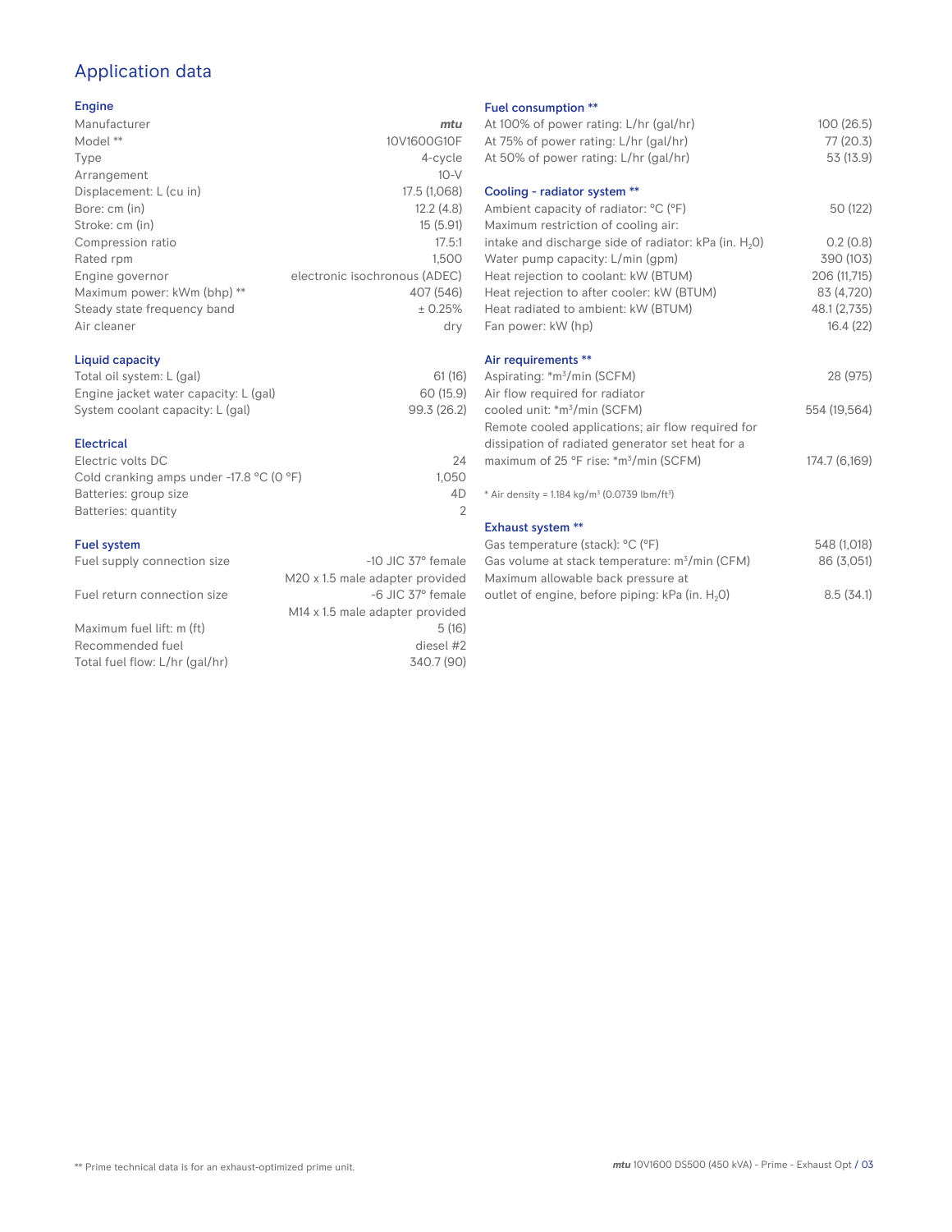# Application data

## Engine

| | |
|---|---|
| Manufacturer | *mtu* |
| Model ** | 10V1600G10F |
| Type | 4-cycle |
| Arrangement | 10-V |
| Displacement: L (cu in) | 17.5 (1,068) |
| Bore: cm (in) | 12.2 (4.8) |
| Stroke: cm (in) | 15 (5.91) |
| Compression ratio | 17.5:1 |
| Rated rpm | 1,500 |
| Engine governor | electronic isochronous (ADEC) |
| Maximum power: kWm (bhp) ** | 407 (546) |
| Steady state frequency band | ± 0.25% |
| Air cleaner | dry |

## Liquid capacity

| | |
|---|---|
| Total oil system: L (gal) | 61 (16) |
| Engine jacket water capacity: L (gal) | 60 (15.9) |
| System coolant capacity: L (gal) | 99.3 (26.2) |

## Electrical

| | |
|---|---|
| Electric volts DC | 24 |
| Cold cranking amps under -17.8 °C (0 °F) | 1,050 |
| Batteries: group size | 4D |
| Batteries: quantity | 2 |

## Fuel system

| | |
|---|---|
| Fuel supply connection size | -10 JIC 37° female<br>M20 x 1.5 male adapter provided |
| Fuel return connection size | -6 JIC 37° female<br>M14 x 1.5 male adapter provided |
| Maximum fuel lift: m (ft) | 5 (16) |
| Recommended fuel | diesel #2 |
| Total fuel flow: L/hr (gal/hr) | 340.7 (90) |

## Fuel consumption **

| | |
|---|---|
| At 100% of power rating: L/hr (gal/hr) | 100 (26.5) |
| At 75% of power rating: L/hr (gal/hr) | 77 (20.3) |
| At 50% of power rating: L/hr (gal/hr) | 53 (13.9) |

## Cooling - radiator system **

| | |
|---|---|
| Ambient capacity of radiator: °C (°F) | 50 (122) |
| Maximum restriction of cooling air: intake and discharge side of radiator: kPa (in. $H_2O$) | 0.2 (0.8) |
| Water pump capacity: L/min (gpm) | 390 (103) |
| Heat rejection to coolant: kW (BTUM) | 206 (11,715) |
| Heat rejection to after cooler: kW (BTUM) | 83 (4,720) |
| Heat radiated to ambient: kW (BTUM) | 48.1 (2,735) |
| Fan power: kW (hp) | 16.4 (22) |

## Air requirements **

| | |
|---|---|
| Aspirating: *m³/min (SCFM) | 28 (975) |
| Air flow required for radiator cooled unit: *m³/min (SCFM) | 554 (19,564) |
| Remote cooled applications; air flow required for dissipation of radiated generator set heat for a maximum of 25 °F rise: *m³/min (SCFM) | 174.7 (6,169) |

* Air density = 1.184 kg/m³ (0.0739 lbm/ft³)

## Exhaust system **

| | |
|---|---|
| Gas temperature (stack): °C (°F) | 548 (1,018) |
| Gas volume at stack temperature: m³/min (CFM) | 86 (3,051) |
| Maximum allowable back pressure at outlet of engine, before piping: kPa (in. $H_2O$) | 8.5 (34.1) |

** Prime technical data is for an exhaust-optimized prime unit.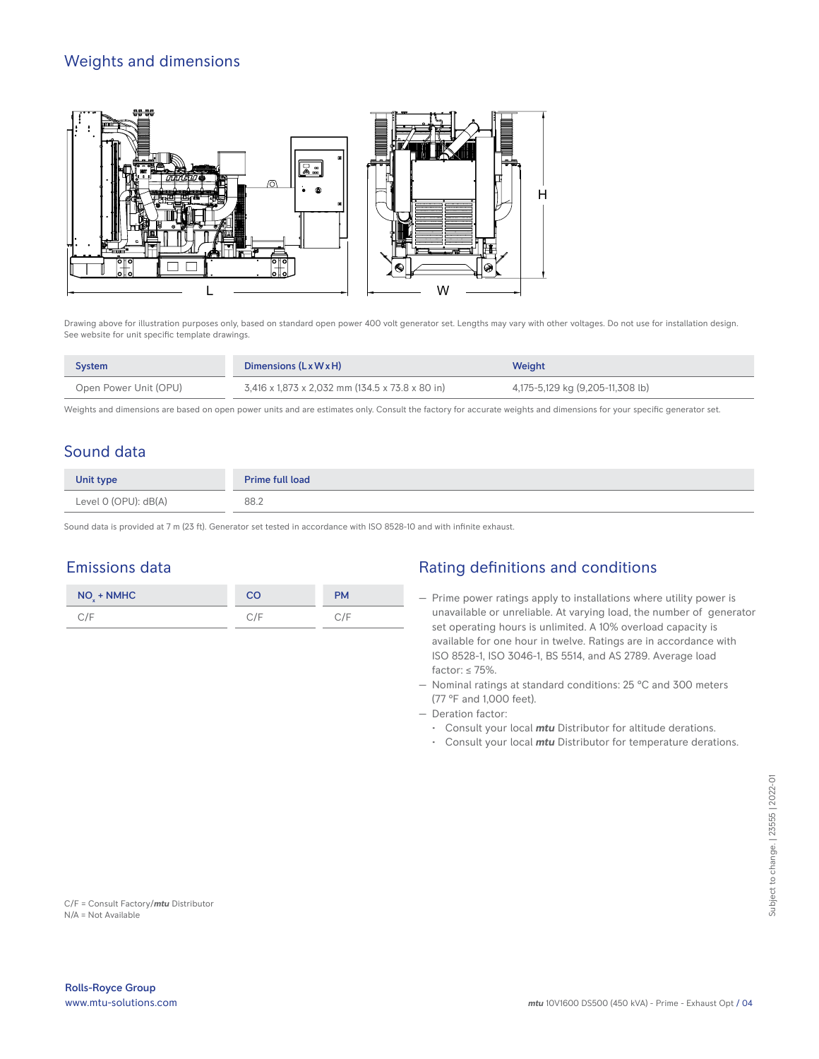## Weights and dimensions

L

W

H

Drawing above for illustration purposes only, based on standard open power 400 volt generator set. Lengths may vary with other voltages. Do not use for installation design. See website for unit specific template drawings.

| System | Dimensions (L x W x H) | Weight |
|---|---|---|
| Open Power Unit (OPU) | 3,416 x 1,873 x 2,032 mm (134.5 x 73.8 x 80 in) | 4,175-5,129 kg (9,205-11,308 lb) |

Weights and dimensions are based on open power units and are estimates only. Consult the factory for accurate weights and dimensions for your specific generator set.

## Sound data

| Unit type | Prime full load |
|---|---|
| Level 0 (OPU): dB(A) | 88.2 |

Sound data is provided at 7 m (23 ft). Generator set tested in accordance with ISO 8528-10 and with infinite exhaust.

## Emissions data

| $NO_x$ + NMHC | CO | PM |
|---|---|---|
| C/F | C/F | C/F |

## Rating definitions and conditions

- Prime power ratings apply to installations where utility power is unavailable or unreliable. At varying load, the number of generator set operating hours is unlimited. A 10% overload capacity is available for one hour in twelve. Ratings are in accordance with ISO 8528-1, ISO 3046-1, BS 5514, and AS 2789. Average load factor: ≤ 75%.
- Nominal ratings at standard conditions: 25 °C and 300 meters (77 °F and 1,000 feet).
- Deration factor:
  - Consult your local ***mtu*** Distributor for altitude derations.
  - Consult your local ***mtu*** Distributor for temperature derations.

C/F = Consult Factory/***mtu*** Distributor
N/A = Not Available

Subject to change. | 23555 | 2022-01

**Rolls-Royce Group**
www.mtu-solutions.com

***mtu*** 10V1600 DS500 (450 kVA) - Prime - Exhaust Opt